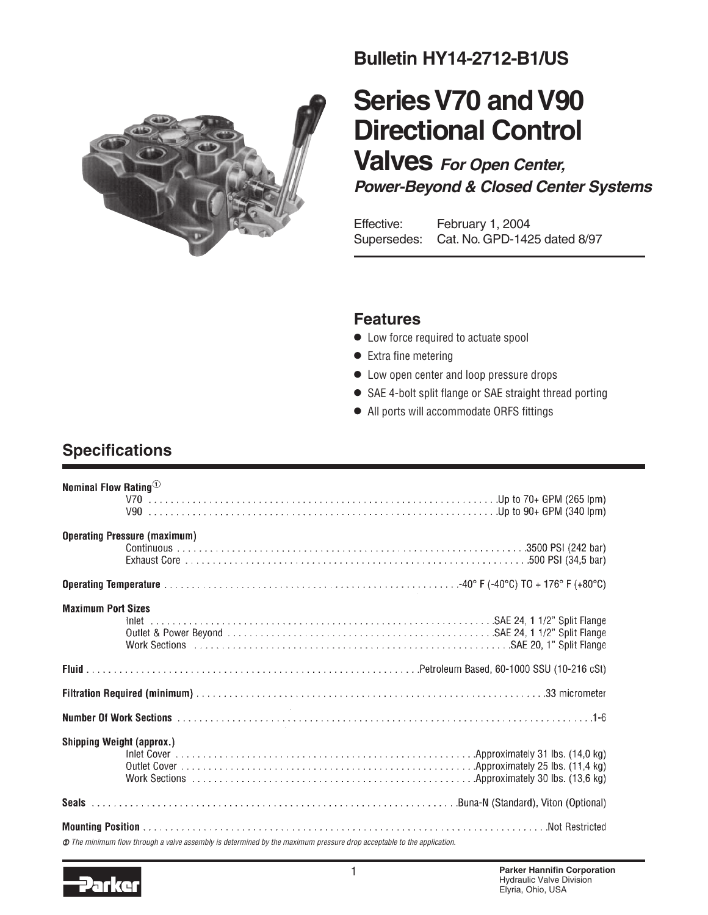**Bulletin HY14-2712-B1/US**

# Series V70 and V90 Directional Control Valves *For Open Center, Power-Beyond & Closed Center Systems*

Effective: February 1, 2004
Supersedes: Cat. No. GPD-1425 dated 8/97

## Features

- Low force required to actuate spool
- Extra fine metering
- Low open center and loop pressure drops
- SAE 4-bolt split flange or SAE straight thread porting
- All ports will accommodate ORFS fittings

## Specifications

**Nominal Flow Rating**[1]

| | |
|---|---|
| V70 | Up to 70+ GPM (265 lpm) |
| V90 | Up to 90+ GPM (340 lpm) |

**Operating Pressure (maximum)**

| | |
|---|---|
| Continuous | 3500 PSI (242 bar) |
| Exhaust Core | 500 PSI (34,5 bar) |

**Operating Temperature** ........ -40° F (-40°C) TO + 176° F (+80°C)

**Maximum Port Sizes**

| | |
|---|---|
| Inlet | SAE 24, 1 1/2" Split Flange |
| Outlet & Power Beyond | SAE 24, 1 1/2" Split Flange |
| Work Sections | SAE 20, 1" Split Flange |

**Fluid** ........ Petroleum Based, 60-1000 SSU (10-216 cSt)

**Filtration Required (minimum)** ........ 33 micrometer

**Number Of Work Sections** ........ 1-6

**Shipping Weight (approx.)**

| | |
|---|---|
| Inlet Cover | Approximately 31 lbs. (14,0 kg) |
| Outlet Cover | Approximately 25 lbs. (11,4 kg) |
| Work Sections | Approximately 30 lbs. (13,6 kg) |

**Seals** ........ Buna-N (Standard), Viton (Optional)

**Mounting Position** ........ Not Restricted

[1] *The minimum flow through a valve assembly is determined by the maximum pressure drop acceptable to the application.*

**Parker Hannifin Corporation**
Hydraulic Valve Division
Elyria, Ohio, USA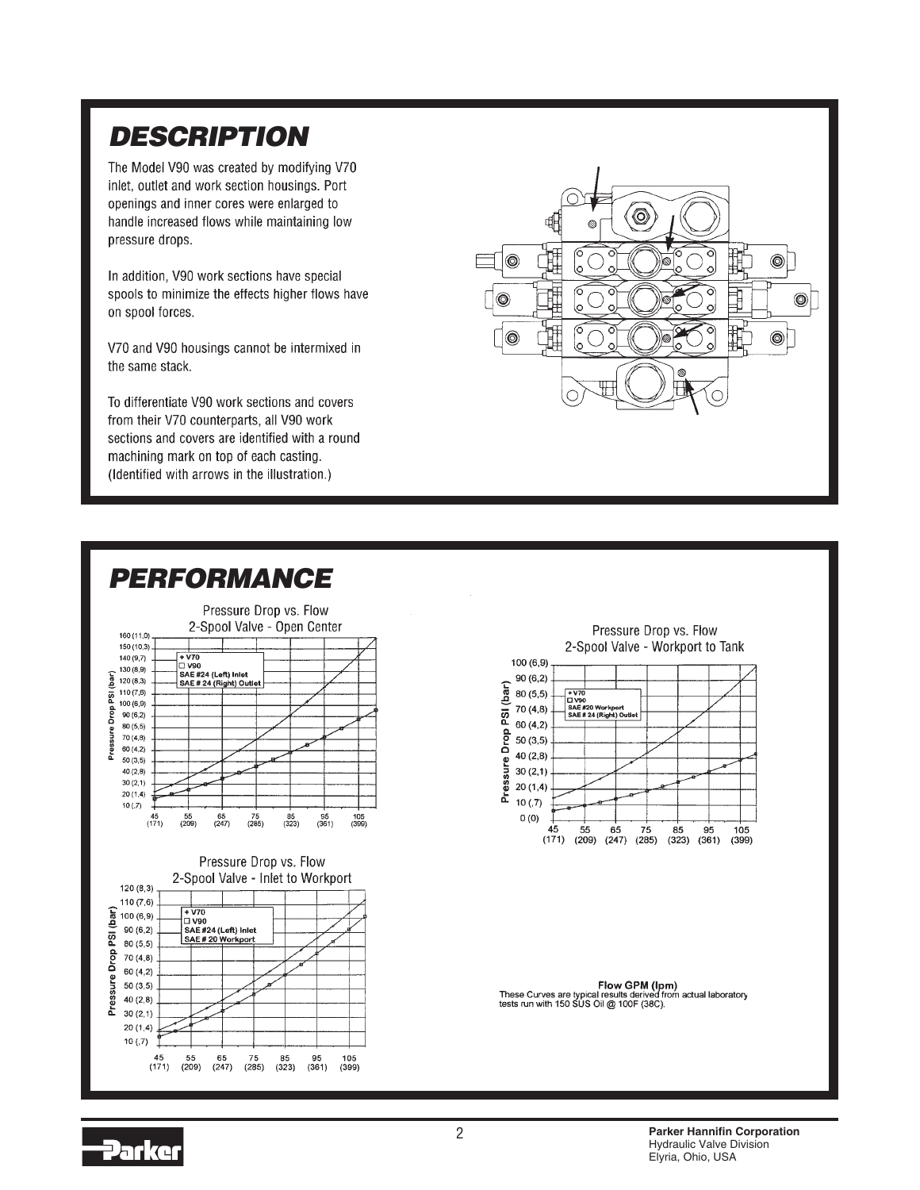# DESCRIPTION

The Model V90 was created by modifying V70 inlet, outlet and work section housings. Port openings and inner cores were enlarged to handle increased flows while maintaining low pressure drops.

In addition, V90 work sections have special spools to minimize the effects higher flows have on spool forces.

V70 and V90 housings cannot be intermixed in the same stack.

To differentiate V90 work sections and covers from their V70 counterparts, all V90 work sections and covers are identified with a round machining mark on top of each casting. (Identified with arrows in the illustration.)

# PERFORMANCE

Pressure Drop vs. Flow
2-Spool Valve - Open Center

Pressure Drop vs. Flow
2-Spool Valve - Inlet to Workport

Pressure Drop vs. Flow
2-Spool Valve - Workport to Tank

**Flow GPM (lpm)**
These Curves are typical results derived from actual laboratory tests run with 150 SUS Oil @ 100F (38C).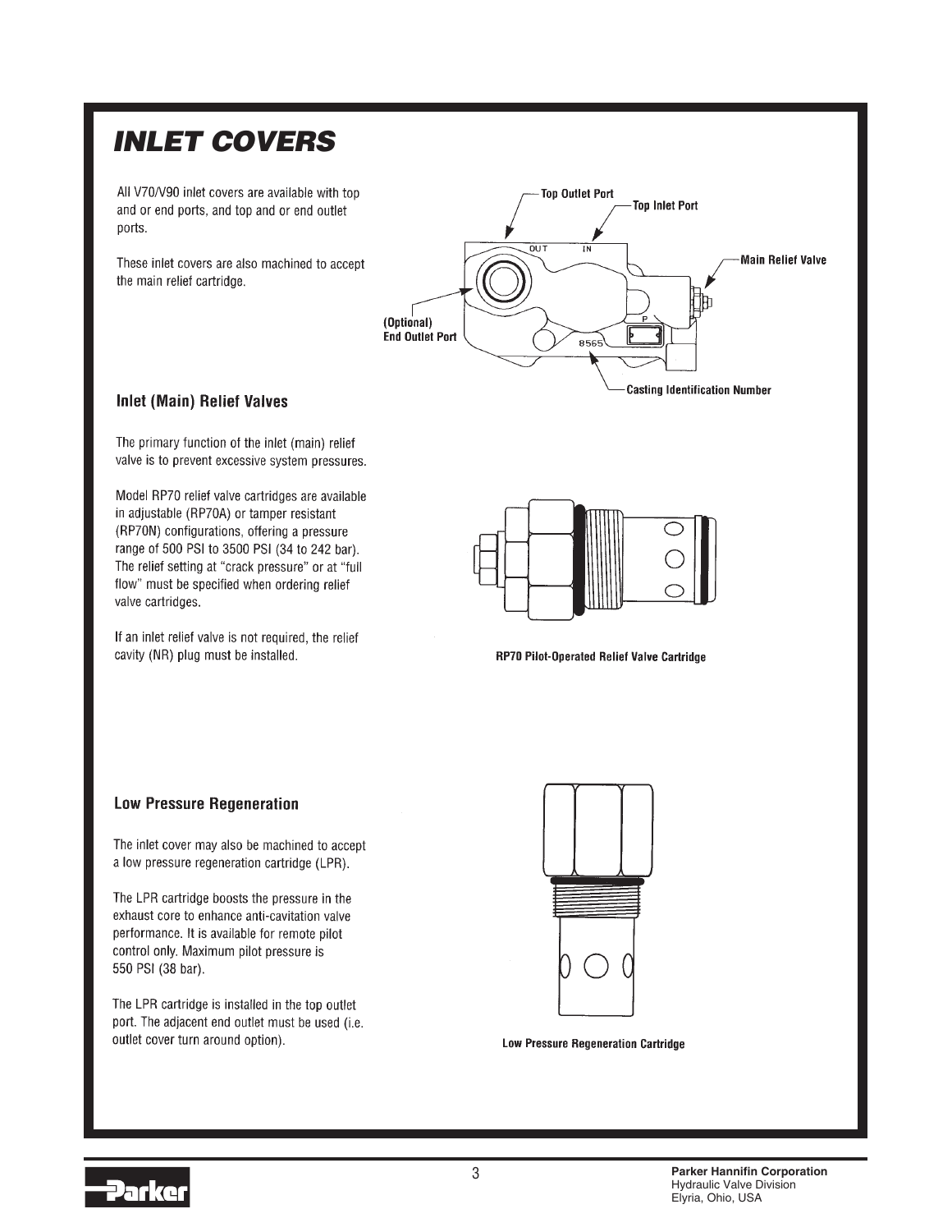# INLET COVERS

All V70/V90 inlet covers are available with top and or end ports, and top and or end outlet ports.

These inlet covers are also machined to accept the main relief cartridge.

Top Outlet Port

Top Inlet Port

Main Relief Valve

(Optional)
End Outlet Port

Casting Identification Number

## Inlet (Main) Relief Valves

The primary function of the inlet (main) relief valve is to prevent excessive system pressures.

Model RP70 relief valve cartridges are available in adjustable (RP70A) or tamper resistant (RP70N) configurations, offering a pressure range of 500 PSI to 3500 PSI (34 to 242 bar). The relief setting at "crack pressure" or at "full flow" must be specified when ordering relief valve cartridges.

If an inlet relief valve is not required, the relief cavity (NR) plug must be installed.

**RP70 Pilot-Operated Relief Valve Cartridge**

## Low Pressure Regeneration

The inlet cover may also be machined to accept a low pressure regeneration cartridge (LPR).

The LPR cartridge boosts the pressure in the exhaust core to enhance anti-cavitation valve performance. It is available for remote pilot control only. Maximum pilot pressure is 550 PSI (38 bar).

The LPR cartridge is installed in the top outlet port. The adjacent end outlet must be used (i.e. outlet cover turn around option).

**Low Pressure Regeneration Cartridge**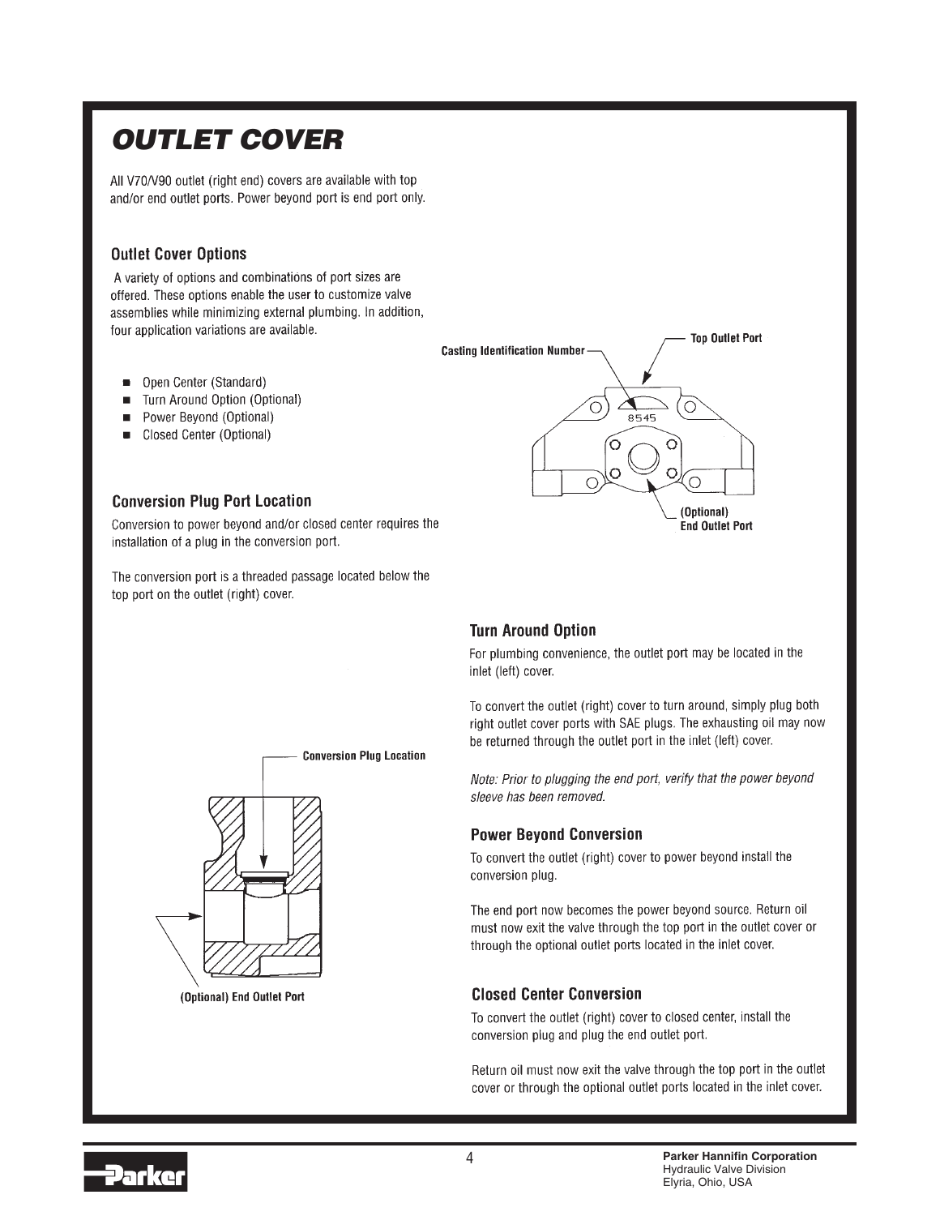# OUTLET COVER

All V70/V90 outlet (right end) covers are available with top and/or end outlet ports. Power beyond port is end port only.

## Outlet Cover Options

A variety of options and combinations of port sizes are offered. These options enable the user to customize valve assemblies while minimizing external plumbing. In addition, four application variations are available.

- Open Center (Standard)
- Turn Around Option (Optional)
- Power Beyond (Optional)
- Closed Center (Optional)

Casting Identification Number

Top Outlet Port

8545

(Optional) End Outlet Port

## Conversion Plug Port Location

Conversion to power beyond and/or closed center requires the installation of a plug in the conversion port.

The conversion port is a threaded passage located below the top port on the outlet (right) cover.

Conversion Plug Location

(Optional) End Outlet Port

## Turn Around Option

For plumbing convenience, the outlet port may be located in the inlet (left) cover.

To convert the outlet (right) cover to turn around, simply plug both right outlet cover ports with SAE plugs. The exhausting oil may now be returned through the outlet port in the inlet (left) cover.

*Note: Prior to plugging the end port, verify that the power beyond sleeve has been removed.*

## Power Beyond Conversion

To convert the outlet (right) cover to power beyond install the conversion plug.

The end port now becomes the power beyond source. Return oil must now exit the valve through the top port in the outlet cover or through the optional outlet ports located in the inlet cover.

## Closed Center Conversion

To convert the outlet (right) cover to closed center, install the conversion plug and plug the end outlet port.

Return oil must now exit the valve through the top port in the outlet cover or through the optional outlet ports located in the inlet cover.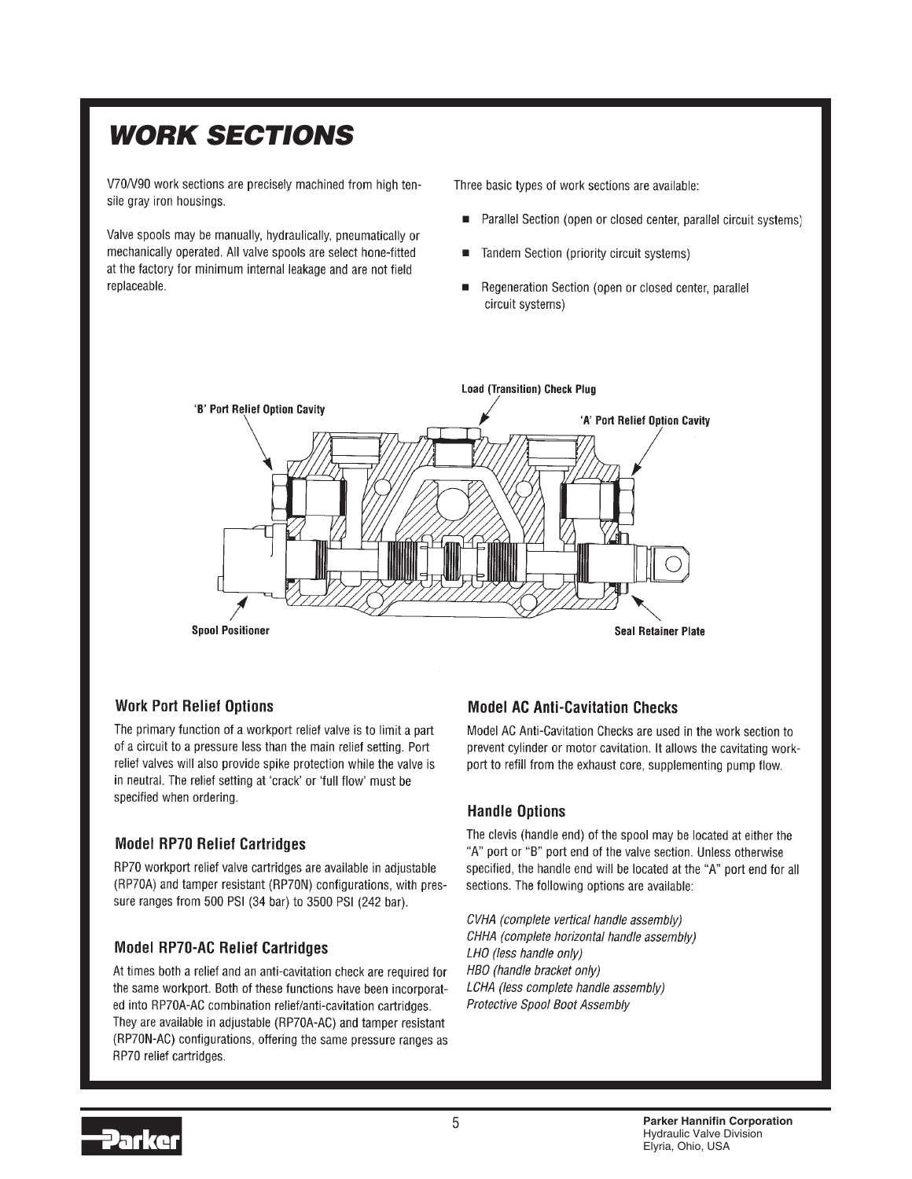# WORK SECTIONS

V70/V90 work sections are precisely machined from high tensile gray iron housings.

Valve spools may be manually, hydraulically, pneumatically or mechanically operated. All valve spools are select hone-fitted at the factory for minimum internal leakage and are not field replaceable.

Three basic types of work sections are available:

- Parallel Section (open or closed center, parallel circuit systems)
- Tandem Section (priority circuit systems)
- Regeneration Section (open or closed center, parallel circuit systems)

Load (Transition) Check Plug

'B' Port Relief Option Cavity

'A' Port Relief Option Cavity

Spool Positioner

Seal Retainer Plate

### Work Port Relief Options

The primary function of a workport relief valve is to limit a part of a circuit to a pressure less than the main relief setting. Port relief valves will also provide spike protection while the valve is in neutral. The relief setting at 'crack' or 'full flow' must be specified when ordering.

### Model RP70 Relief Cartridges

RP70 workport relief valve cartridges are available in adjustable (RP70A) and tamper resistant (RP70N) configurations, with pressure ranges from 500 PSI (34 bar) to 3500 PSI (242 bar).

### Model RP70-AC Relief Cartridges

At times both a relief and an anti-cavitation check are required for the same workport. Both of these functions have been incorporated into RP70A-AC combination relief/anti-cavitation cartridges. They are available in adjustable (RP70A-AC) and tamper resistant (RP70N-AC) configurations, offering the same pressure ranges as RP70 relief cartridges.

### Model AC Anti-Cavitation Checks

Model AC Anti-Cavitation Checks are used in the work section to prevent cylinder or motor cavitation. It allows the cavitating workport to refill from the exhaust core, supplementing pump flow.

### Handle Options

The clevis (handle end) of the spool may be located at either the "A" port or "B" port end of the valve section. Unless otherwise specified, the handle end will be located at the "A" port end for all sections. The following options are available:

*CVHA (complete vertical handle assembly)*
*CHHA (complete horizontal handle assembly)*
*LHO (less handle only)*
*HBO (handle bracket only)*
*LCHA (less complete handle assembly)*
*Protective Spool Boot Assembly*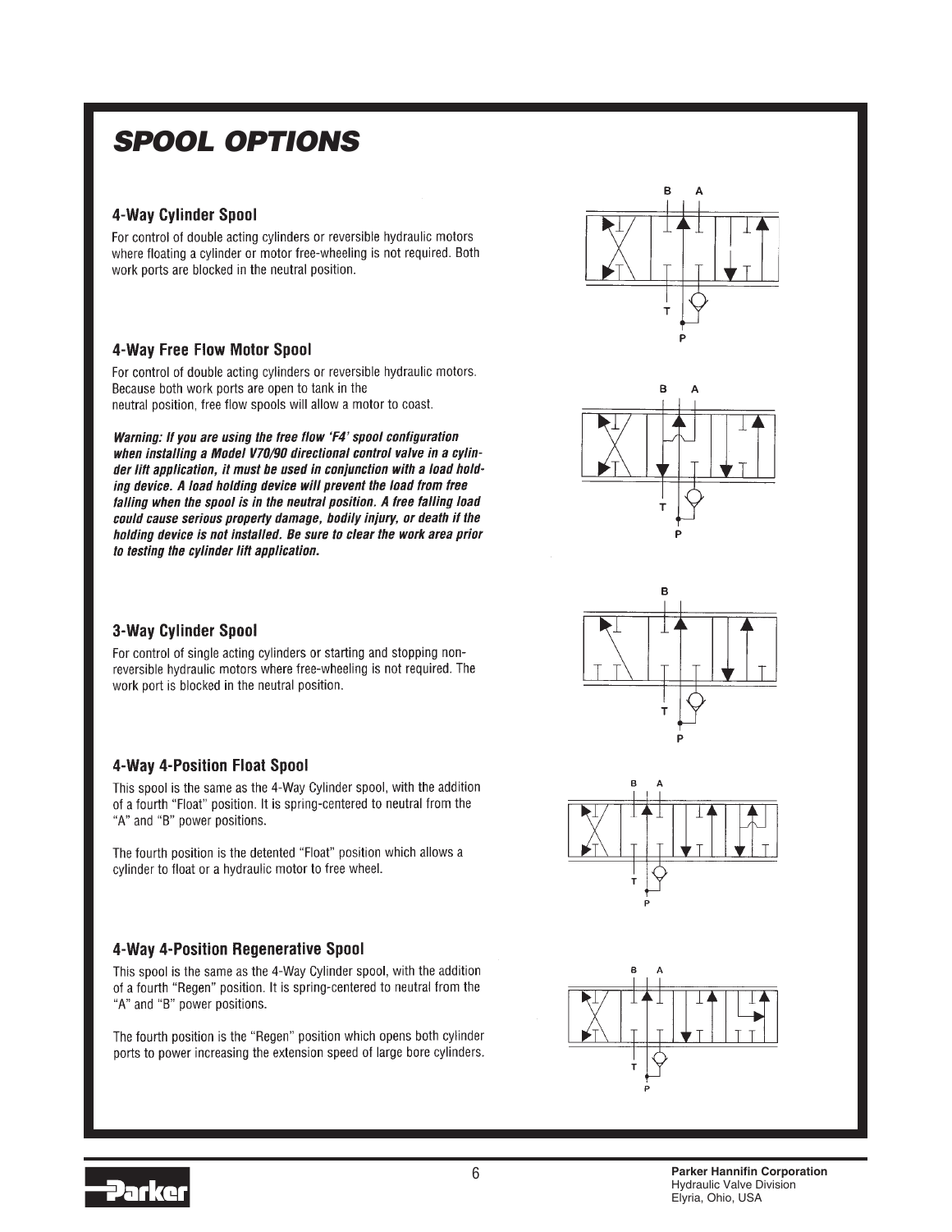# SPOOL OPTIONS

### 4-Way Cylinder Spool

For control of double acting cylinders or reversible hydraulic motors where floating a cylinder or motor free-wheeling is not required. Both work ports are blocked in the neutral position.

### 4-Way Free Flow Motor Spool

For control of double acting cylinders or reversible hydraulic motors. Because both work ports are open to tank in the neutral position, free flow spools will allow a motor to coast.

***Warning: If you are using the free flow 'F4' spool configuration when installing a Model V70/90 directional control valve in a cylinder lift application, it must be used in conjunction with a load holding device. A load holding device will prevent the load from free falling when the spool is in the neutral position. A free falling load could cause serious property damage, bodily injury, or death if the holding device is not installed. Be sure to clear the work area prior to testing the cylinder lift application.***

### 3-Way Cylinder Spool

For control of single acting cylinders or starting and stopping non-reversible hydraulic motors where free-wheeling is not required. The work port is blocked in the neutral position.

### 4-Way 4-Position Float Spool

This spool is the same as the 4-Way Cylinder spool, with the addition of a fourth "Float" position. It is spring-centered to neutral from the "A" and "B" power positions.

The fourth position is the detented "Float" position which allows a cylinder to float or a hydraulic motor to free wheel.

### 4-Way 4-Position Regenerative Spool

This spool is the same as the 4-Way Cylinder spool, with the addition of a fourth "Regen" position. It is spring-centered to neutral from the "A" and "B" power positions.

The fourth position is the "Regen" position which opens both cylinder ports to power increasing the extension speed of large bore cylinders.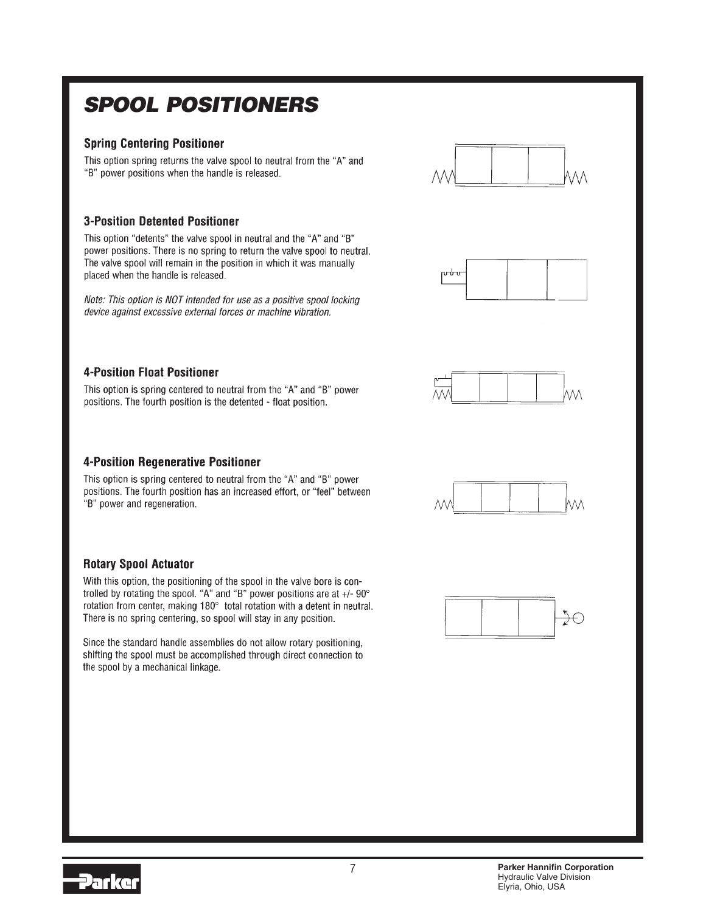# SPOOL POSITIONERS

### Spring Centering Positioner

This option spring returns the valve spool to neutral from the "A" and "B" power positions when the handle is released.

### 3-Position Detented Positioner

This option "detents" the valve spool in neutral and the "A" and "B" power positions. There is no spring to return the valve spool to neutral. The valve spool will remain in the position in which it was manually placed when the handle is released.

*Note: This option is NOT intended for use as a positive spool locking device against excessive external forces or machine vibration.*

### 4-Position Float Positioner

This option is spring centered to neutral from the "A" and "B" power positions. The fourth position is the detented - float position.

### 4-Position Regenerative Positioner

This option is spring centered to neutral from the "A" and "B" power positions. The fourth position has an increased effort, or "feel" between "B" power and regeneration.

### Rotary Spool Actuator

With this option, the positioning of the spool in the valve bore is controlled by rotating the spool. "A" and "B" power positions are at +/- 90° rotation from center, making 180° total rotation with a detent in neutral. There is no spring centering, so spool will stay in any position.

Since the standard handle assemblies do not allow rotary positioning, shifting the spool must be accomplished through direct connection to the spool by a mechanical linkage.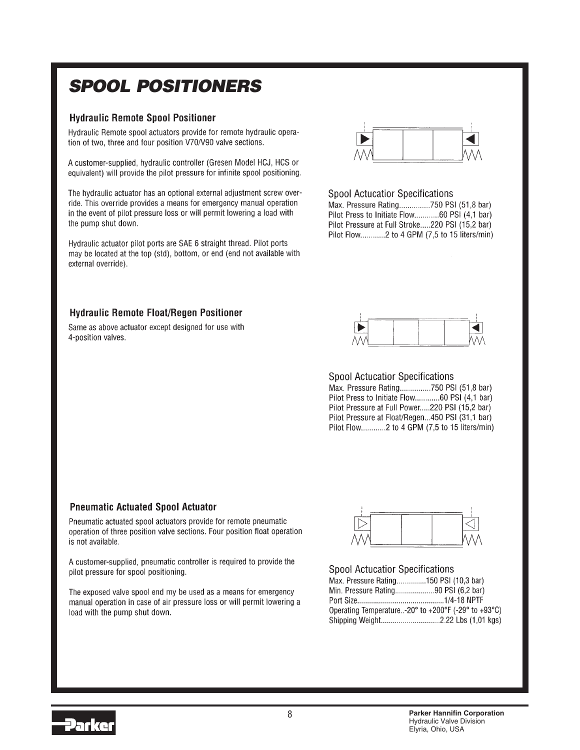# SPOOL POSITIONERS

## Hydraulic Remote Spool Positioner

Hydraulic Remote spool actuators provide for remote hydraulic operation of two, three and four position V70/V90 valve sections.

A customer-supplied, hydraulic controller (Gresen Model HCJ, HCS or equivalent) will provide the pilot pressure for infinite spool positioning.

The hydraulic actuator has an optional external adjustment screw override. This override provides a means for emergency manual operation in the event of pilot pressure loss or will permit lowering a load with the pump shut down.

Hydraulic actuator pilot ports are SAE 6 straight thread. Pilot ports may be located at the top (std), bottom, or end (end not available with external override).

### Spool Actucatior Specifications

Max. Pressure Rating...............750 PSI (51,8 bar)
Pilot Press to Initiate Flow...........60 PSI (4,1 bar)
Pilot Pressure at Full Stroke.....220 PSI (15,2 bar)
Pilot Flow...........2 to 4 GPM (7,5 to 15 liters/min)

## Hydraulic Remote Float/Regen Positioner

Same as above actuator except designed for use with 4-position valves.

### Spool Actucatior Specifications

Max. Pressure Rating...............750 PSI (51,8 bar)
Pilot Press to Initiate Flow...........60 PSI (4,1 bar)
Pilot Pressure at Full Power.....220 PSI (15,2 bar)
Pilot Pressure at Float/Regen...450 PSI (31,1 bar)
Pilot Flow...........2 to 4 GPM (7,5 to 15 liters/min)

## Pneumatic Actuated Spool Actuator

Pneumatic actuated spool actuators provide for remote pneumatic operation of three position valve sections. Four position float operation is not available.

A customer-supplied, pneumatic controller is required to provide the pilot pressure for spool positioning.

The exposed valve spool end my be used as a means for emergency manual operation in case of air pressure loss or will permit lowering a load with the pump shut down.

### Spool Actucatior Specifications

Max. Pressure Rating...............150 PSI (10,3 bar)
Min. Pressure Rating...................90 PSI (6,2 bar)
Port Size...........................................1/4-18 NPTF
Operating Temperature..-20° to +200°F (-29° to +93°C)
Shipping Weight.............................2.22 Lbs (1,01 kgs)

**Parker Hannifin Corporation**
Hydraulic Valve Division
Elyria, Ohio, USA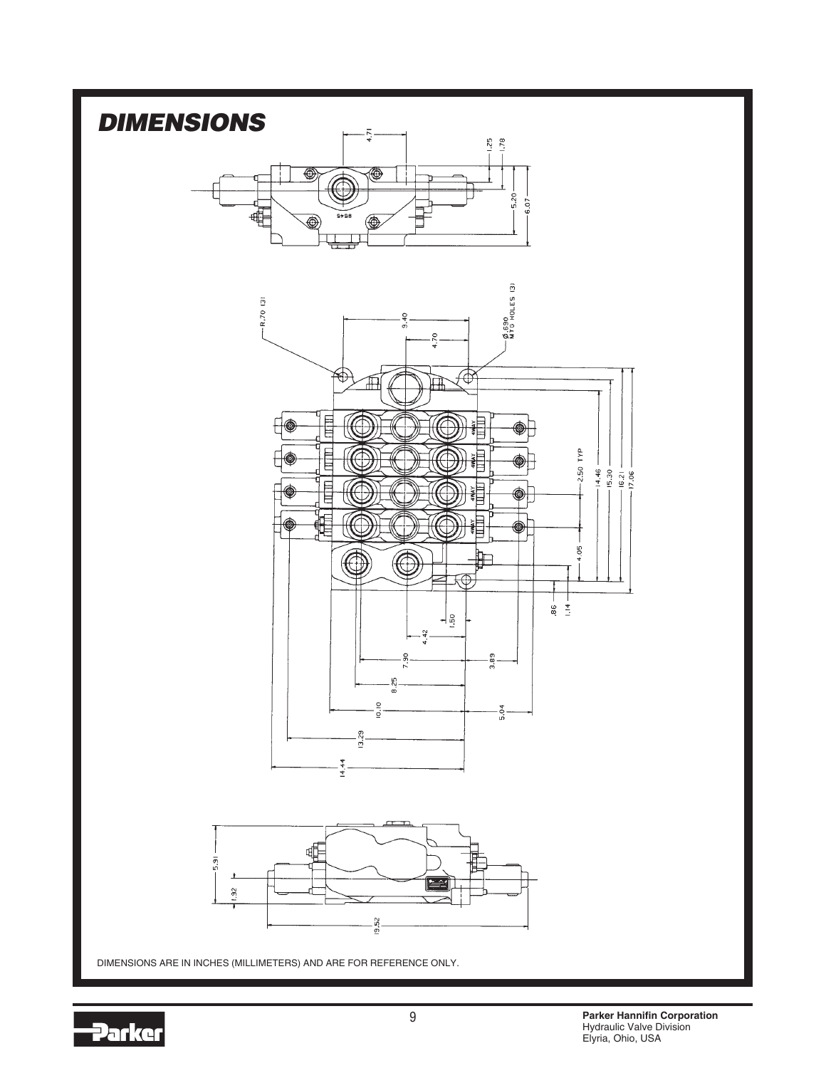# DIMENSIONS

DIMENSIONS ARE IN INCHES (MILLIMETERS) AND ARE FOR REFERENCE ONLY.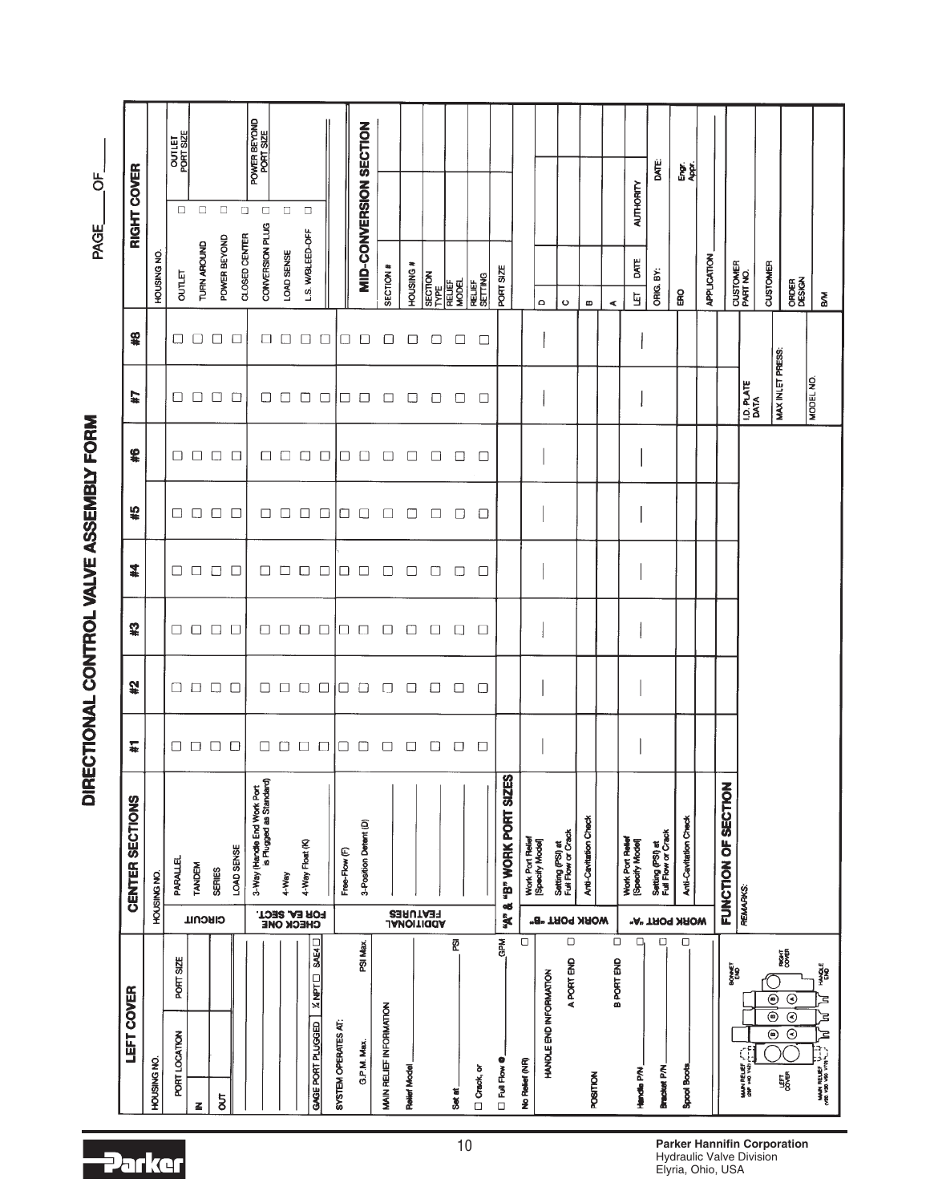# DIRECTIONAL CONTROL VALVE ASSEMBLY FORM

PAGE____OF____

## LEFT COVER

| HOUSING NO. | |
|---|---|
| PORT LOCATION | PORT SIZE |
| IN | |
| OUT | |
| | |
| | |
| | |
| GAGE PORT PLUGGED ¼ NPT ☐ SAE4 ☐ | |

SYSTEM OPERATES AT:

G.P.M. Max. ______ PSI Max. ______

MAIN RELIEF INFORMATION

Relief Model ______

Set at ______ PSI

☐ Crack, or

☐ Full Flow @ ______ GPM

No Relief (NR) ☐

HANDLE END INFORMATION

| POSITION | |
|---|---|
| A PORT END | ☐ |
| B PORT END | ☐ |

Handle P/N ______ ☐

Bracket P/N ______ ☐

Spool Boots ______ ☐

MAIN RELIEF (MRV, MRT) · LEFT COVER · B · A · B · A · BONNET END · RIGHT COVER · HANDLE END · MAIN RELIEF (VRD, VRD, VRT)

## CENTER SECTIONS

| | | #1 | #2 | #3 | #4 | #5 | #6 | #7 | #8 |
|---|---|---|---|---|---|---|---|---|---|
| HOUSING NO. | | | | | | | | | |
| CIRCUIT | PARALLEL | ☐ | ☐ | ☐ | ☐ | ☐ | ☐ | ☐ | ☐ |
| | TANDEM | ☐ | ☐ | ☐ | ☐ | ☐ | ☐ | ☐ | ☐ |
| | SERIES | ☐ | ☐ | ☐ | ☐ | ☐ | ☐ | ☐ | ☐ |
| | LOAD SENSE | ☐ | ☐ | ☐ | ☐ | ☐ | ☐ | ☐ | ☐ |
| CHECK ONE FOR EA. SECT. | 3-Way (Handle End Work Port is Plugged as Standard) | ☐ | ☐ | ☐ | ☐ | ☐ | ☐ | ☐ | ☐ |
| | 4-Way | ☐ | ☐ | ☐ | ☐ | ☐ | ☐ | ☐ | ☐ |
| | 4-Way Float (K) | ☐ | ☐ | ☐ | ☐ | ☐ | ☐ | ☐ | ☐ |
| | | ☐ | ☐ | ☐ | ☐ | ☐ | ☐ | ☐ | ☐ |
| ADDITIONAL FEATURES | Free-Flow (F) | ☐ | ☐ | ☐ | ☐ | ☐ | ☐ | ☐ | ☐ |
| | 3-Position Detent (D) | ☐ | ☐ | ☐ | ☐ | ☐ | ☐ | ☐ | ☐ |
| | | ☐ | ☐ | ☐ | ☐ | ☐ | ☐ | ☐ | ☐ |
| | | ☐ | ☐ | ☐ | ☐ | ☐ | ☐ | ☐ | ☐ |
| | | ☐ | ☐ | ☐ | ☐ | ☐ | ☐ | ☐ | ☐ |
| | | ☐ | ☐ | ☐ | ☐ | ☐ | ☐ | ☐ | ☐ |
| | | ☐ | ☐ | ☐ | ☐ | ☐ | ☐ | ☐ | ☐ |
| "A" & "B" WORK PORT SIZES | | | | | | | | | |
| WORK PORT "B" | Work Port Relief [Specify Model] | | | | | | | | |
| | Setting (PSI) at Full Flow or Crack | | | | | | | | |
| | Anti-Cavitation Check | | | | | | | | |
| WORK PORT "A" | Work Port Relief [Specify Model] | | | | | | | | |
| | Setting (PSI) at Full Flow or Crack | | | | | | | | |
| | Anti-Cavitation Check | | | | | | | | |
| | | | | | | | | | |
| FUNCTION OF SECTION | | | | | | | | | |

REMARKS:

I.D. PLATE DATA

MAX INLET PRESS:

MODEL NO.

## RIGHT COVER

| HOUSING NO. | | |
|---|---|---|
| OUTLET | ☐ | OUTLET PORT SIZE |
| TURN AROUND | ☐ | |
| POWER BEYOND | ☐ | |
| CLOSED CENTER | ☐ | POWER BEYOND PORT SIZE |
| CONVERSION PLUG | ☐ | |
| LOAD SENSE | ☐ | |
| L.S. W/BLEED-OFF | ☐ | |

### MID-CONVERSION SECTION

| SECTION # | |
|---|---|
| HOUSING # | |
| SECTION TYPE | |
| RELIEF MODEL | |
| RELIEF SETTING | |
| PORT SIZE | |

| | | |
|---|---|---|
| D | | |
| C | | |
| B | | |
| A | | |
| LET | DATE | AUTHORITY |
| ORIG. BY: | | DATE: |
| ERO | | Engr. Appr. |
| APPLICATION | | |
| CUSTOMER PART NO. | | |
| CUSTOMER | | |
| ORDER DESIGN | | |
| B/M | | |

**Parker Hannifin Corporation**
Hydraulic Valve Division
Elyria, Ohio, USA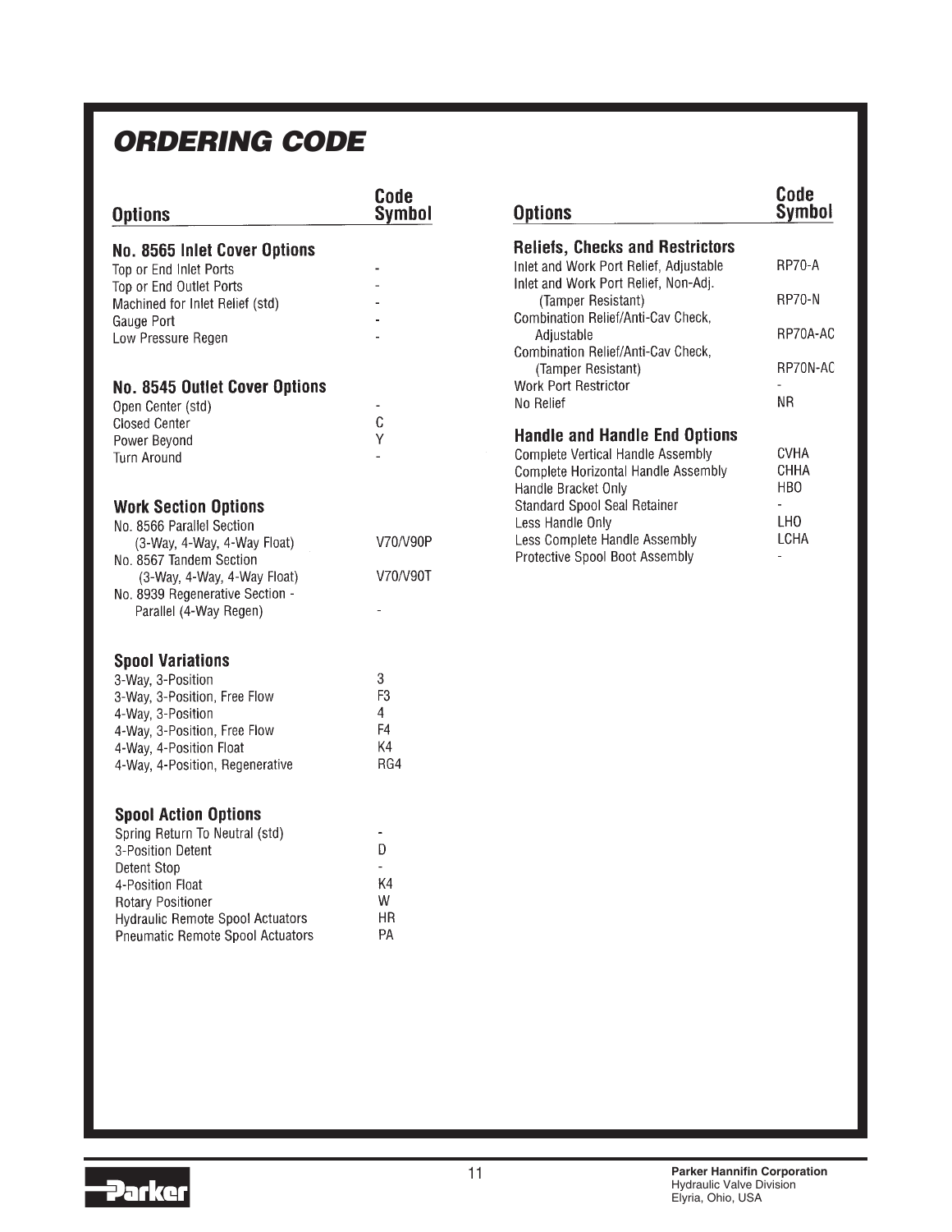# ORDERING CODE

| Options | Code Symbol |
|---|---|
| **No. 8565 Inlet Cover Options** | |
| Top or End Inlet Ports | - |
| Top or End Outlet Ports | - |
| Machined for Inlet Relief (std) | - |
| Gauge Port | - |
| Low Pressure Regen | - |
| **No. 8545 Outlet Cover Options** | |
| Open Center (std) | - |
| Closed Center | C |
| Power Beyond | Y |
| Turn Around | - |
| **Work Section Options** | |
| No. 8566 Parallel Section (3-Way, 4-Way, 4-Way Float) | V70/V90P |
| No. 8567 Tandem Section (3-Way, 4-Way, 4-Way Float) | V70/V90T |
| No. 8939 Regenerative Section - Parallel (4-Way Regen) | - |
| **Spool Variations** | |
| 3-Way, 3-Position | 3 |
| 3-Way, 3-Position, Free Flow | F3 |
| 4-Way, 3-Position | 4 |
| 4-Way, 3-Position, Free Flow | F4 |
| 4-Way, 4-Position Float | K4 |
| 4-Way, 4-Position, Regenerative | RG4 |
| **Spool Action Options** | |
| Spring Return To Neutral (std) | - |
| 3-Position Detent | D |
| Detent Stop | - |
| 4-Position Float | K4 |
| Rotary Positioner | W |
| Hydraulic Remote Spool Actuators | HR |
| Pneumatic Remote Spool Actuators | PA |

| Options | Code Symbol |
|---|---|
| **Reliefs, Checks and Restrictors** | |
| Inlet and Work Port Relief, Adjustable | RP70-A |
| Inlet and Work Port Relief, Non-Adj. (Tamper Resistant) | RP70-N |
| Combination Relief/Anti-Cav Check, Adjustable | RP70A-AC |
| Combination Relief/Anti-Cav Check, (Tamper Resistant) | RP70N-AC |
| Work Port Restrictor | - |
| No Relief | NR |
| **Handle and Handle End Options** | |
| Complete Vertical Handle Assembly | CVHA |
| Complete Horizontal Handle Assembly | CHHA |
| Handle Bracket Only | HBO |
| Standard Spool Seal Retainer | - |
| Less Handle Only | LHO |
| Less Complete Handle Assembly | LCHA |
| Protective Spool Boot Assembly | - |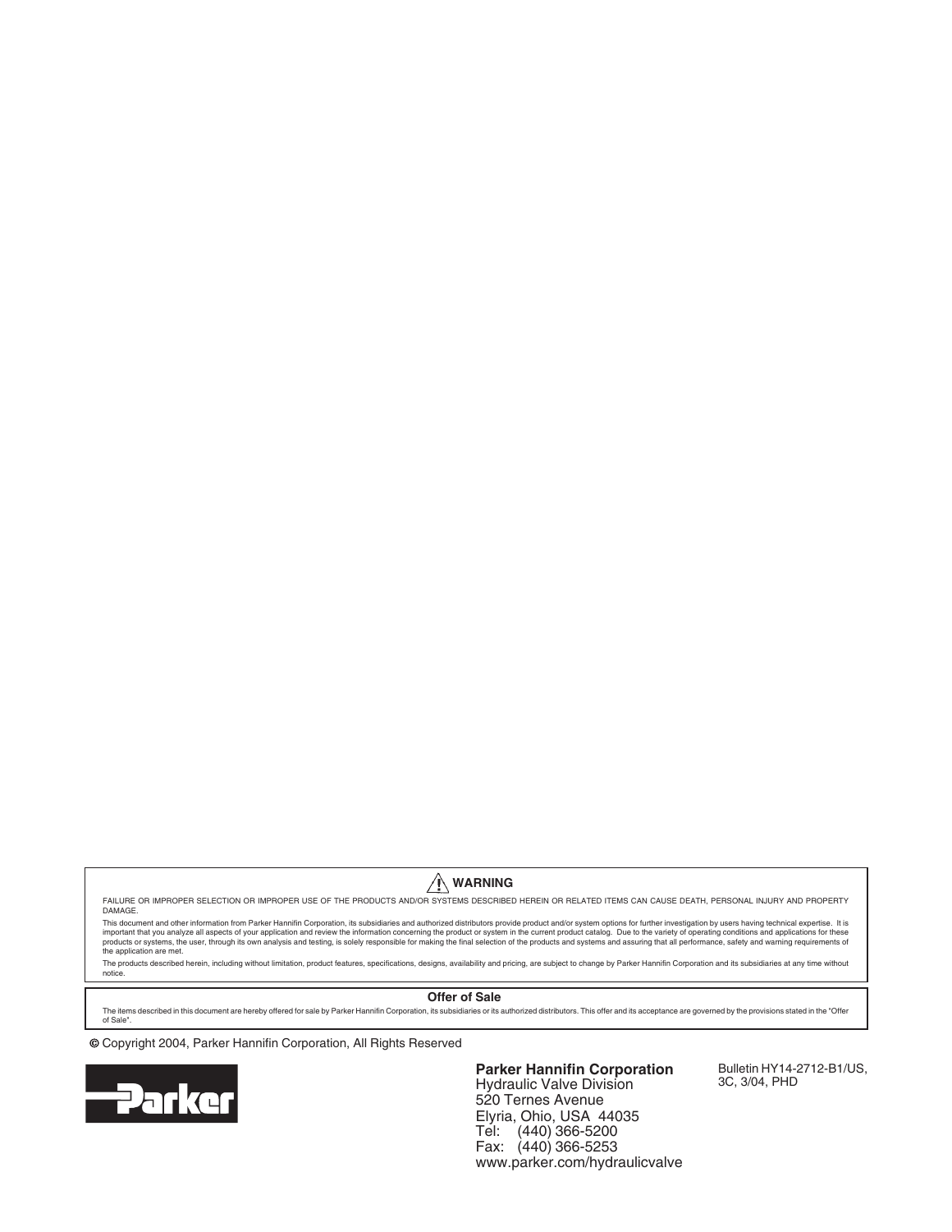## ⚠ WARNING

FAILURE OR IMPROPER SELECTION OR IMPROPER USE OF THE PRODUCTS AND/OR SYSTEMS DESCRIBED HEREIN OR RELATED ITEMS CAN CAUSE DEATH, PERSONAL INJURY AND PROPERTY DAMAGE.

This document and other information from Parker Hannifin Corporation, its subsidiaries and authorized distributors provide product and/or system options for further investigation by users having technical expertise. It is important that you analyze all aspects of your application and review the information concerning the product or system in the current product catalog. Due to the variety of operating conditions and applications for these products or systems, the user, through its own analysis and testing, is solely responsible for making the final selection of the products and systems and assuring that all performance, safety and warning requirements of the application are met.

The products described herein, including without limitation, product features, specifications, designs, availability and pricing, are subject to change by Parker Hannifin Corporation and its subsidiaries at any time without notice.

## Offer of Sale

The items described in this document are hereby offered for sale by Parker Hannifin Corporation, its subsidiaries or its authorized distributors. This offer and its acceptance are governed by the provisions stated in the "Offer of Sale".

© Copyright 2004, Parker Hannifin Corporation, All Rights Reserved

Parker

**Parker Hannifin Corporation**
Hydraulic Valve Division
520 Ternes Avenue
Elyria, Ohio, USA 44035
Tel: (440) 366-5200
Fax: (440) 366-5253
www.parker.com/hydraulicvalve

Bulletin HY14-2712-B1/US, 3C, 3/04, PHD